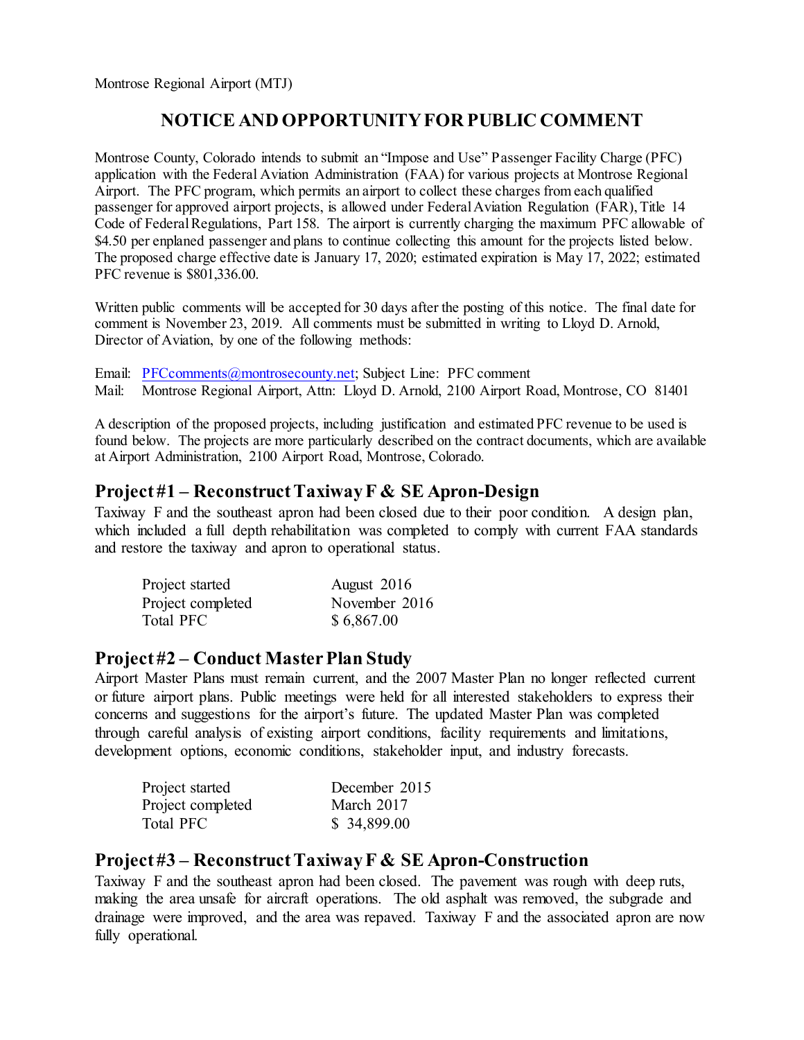Montrose Regional Airport (MTJ)

# NOTICE AND OPPORTUNITY FOR PUBLIC COMMENT

Montrose County, Colorado intends to submit an "Impose and Use" Passenger Facility Charge (PFC) application with the Federal Aviation Administration (FAA) for various projects at Montrose Regional Airport. The PFC program, which permits an airport to collect these charges from each qualified passenger for approved airport projects, is allowed under Federal Aviation Regulation (FAR), Title 14 Code of Federal Regulations, Part 158. The airport is currently charging the maximum PFC allowable of $4.50 per enplaned passenger and plans to continue collecting this amount for the projects listed below. The proposed charge effective date is January 17, 2020; estimated expiration is May 17, 2022; estimated PFC revenue is $801,336.00.

Written public comments will be accepted for 30 days after the posting of this notice. The final date for comment is November 23, 2019. All comments must be submitted in writing to Lloyd D. Arnold, Director of Aviation, by one of the following methods:

Email: PFCcomments@montrosecounty.net; Subject Line: PFC comment
Mail: Montrose Regional Airport, Attn: Lloyd D. Arnold, 2100 Airport Road, Montrose, CO 81401

A description of the proposed projects, including justification and estimated PFC revenue to be used is found below. The projects are more particularly described on the contract documents, which are available at Airport Administration, 2100 Airport Road, Montrose, Colorado.

## Project #1 – Reconstruct Taxiway F & SE Apron-Design

Taxiway F and the southeast apron had been closed due to their poor condition. A design plan, which included a full depth rehabilitation was completed to comply with current FAA standards and restore the taxiway and apron to operational status.

| | |
|---|---|
| Project started | August 2016 |
| Project completed | November 2016 |
| Total PFC | $ 6,867.00 |

## Project #2 – Conduct Master Plan Study

Airport Master Plans must remain current, and the 2007 Master Plan no longer reflected current or future airport plans. Public meetings were held for all interested stakeholders to express their concerns and suggestions for the airport's future. The updated Master Plan was completed through careful analysis of existing airport conditions, facility requirements and limitations, development options, economic conditions, stakeholder input, and industry forecasts.

| | |
|---|---|
| Project started | December 2015 |
| Project completed | March 2017 |
| Total PFC | $ 34,899.00 |

## Project #3 – Reconstruct Taxiway F & SE Apron-Construction

Taxiway F and the southeast apron had been closed. The pavement was rough with deep ruts, making the area unsafe for aircraft operations. The old asphalt was removed, the subgrade and drainage were improved, and the area was repaved. Taxiway F and the associated apron are now fully operational.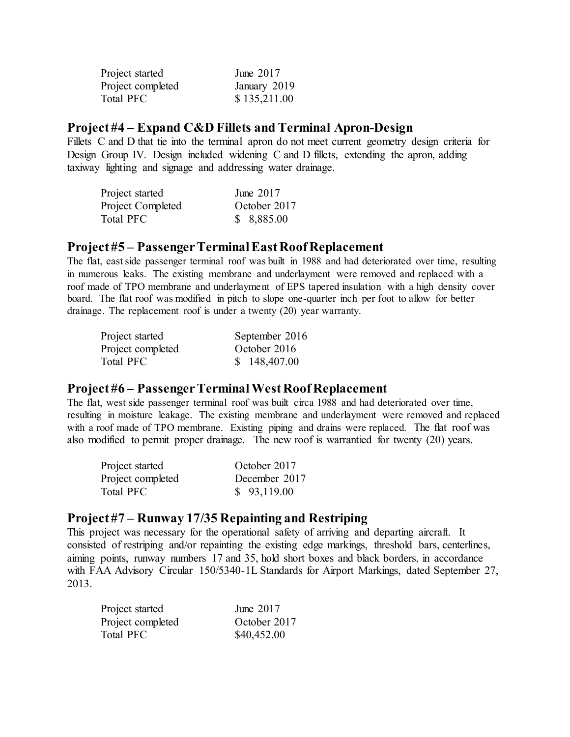| | |
|---|---|
| Project started | June 2017 |
| Project completed | January 2019 |
| Total PFC | $ 135,211.00 |

## Project #4 – Expand C&D Fillets and Terminal Apron-Design

Fillets C and D that tie into the terminal apron do not meet current geometry design criteria for Design Group IV. Design included widening C and D fillets, extending the apron, adding taxiway lighting and signage and addressing water drainage.

| | |
|---|---|
| Project started | June 2017 |
| Project Completed | October 2017 |
| Total PFC | $ 8,885.00 |

## Project #5 – Passenger Terminal East Roof Replacement

The flat, east side passenger terminal roof was built in 1988 and had deteriorated over time, resulting in numerous leaks. The existing membrane and underlayment were removed and replaced with a roof made of TPO membrane and underlayment of EPS tapered insulation with a high density cover board. The flat roof was modified in pitch to slope one-quarter inch per foot to allow for better drainage. The replacement roof is under a twenty (20) year warranty.

| | |
|---|---|
| Project started | September 2016 |
| Project completed | October 2016 |
| Total PFC | $ 148,407.00 |

## Project #6 – Passenger Terminal West Roof Replacement

The flat, west side passenger terminal roof was built circa 1988 and had deteriorated over time, resulting in moisture leakage. The existing membrane and underlayment were removed and replaced with a roof made of TPO membrane. Existing piping and drains were replaced. The flat roof was also modified to permit proper drainage. The new roof is warrantied for twenty (20) years.

| | |
|---|---|
| Project started | October 2017 |
| Project completed | December 2017 |
| Total PFC | $ 93,119.00 |

## Project #7 – Runway 17/35 Repainting and Restriping

This project was necessary for the operational safety of arriving and departing aircraft. It consisted of restriping and/or repainting the existing edge markings, threshold bars, centerlines, aiming points, runway numbers 17 and 35, hold short boxes and black borders, in accordance with FAA Advisory Circular 150/5340-1L Standards for Airport Markings, dated September 27, 2013.

| | |
|---|---|
| Project started | June 2017 |
| Project completed | October 2017 |
| Total PFC | $40,452.00 |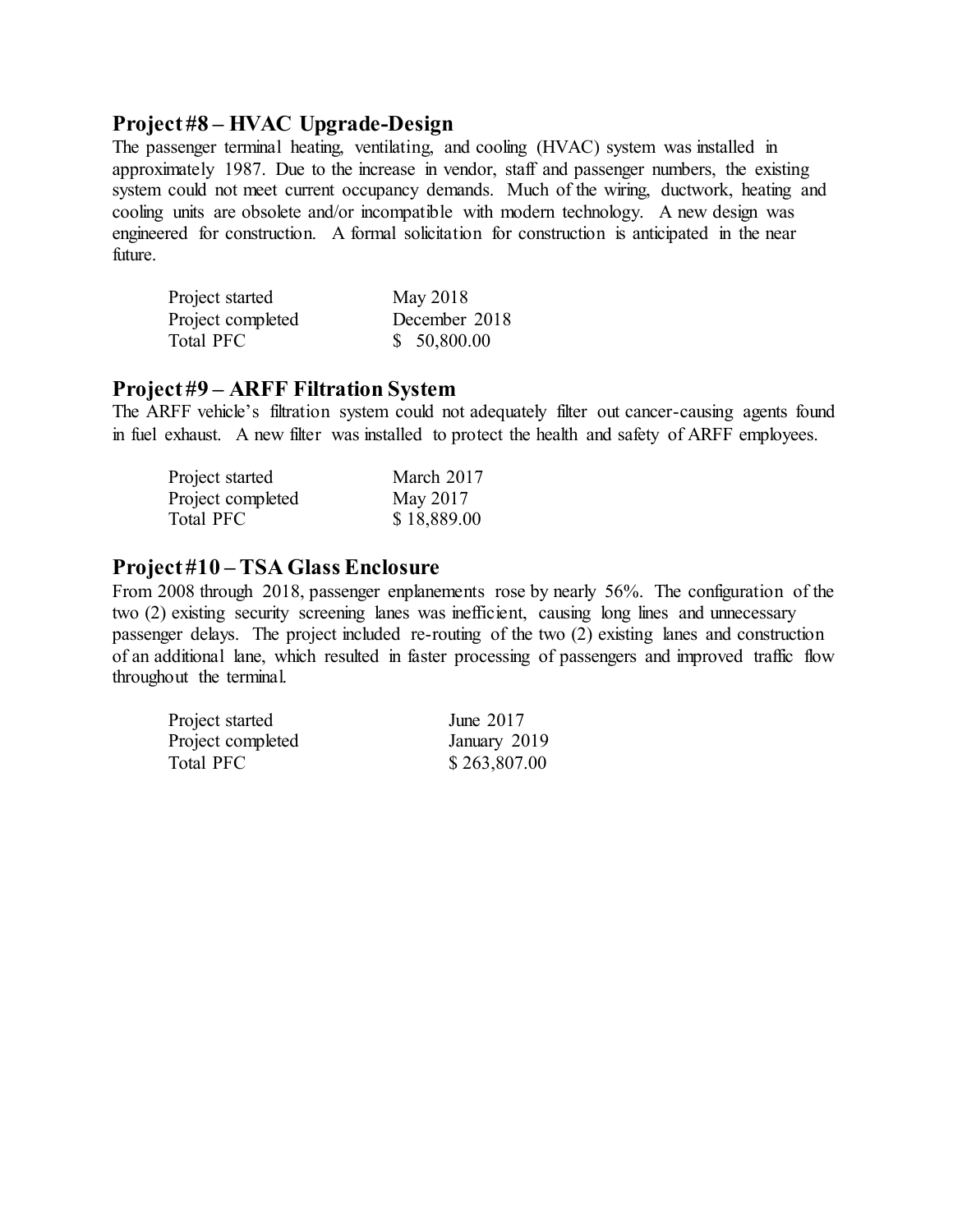## Project #8 – HVAC Upgrade-Design

The passenger terminal heating, ventilating, and cooling (HVAC) system was installed in approximately 1987. Due to the increase in vendor, staff and passenger numbers, the existing system could not meet current occupancy demands. Much of the wiring, ductwork, heating and cooling units are obsolete and/or incompatible with modern technology. A new design was engineered for construction. A formal solicitation for construction is anticipated in the near future.

| | |
|---|---|
| Project started | May 2018 |
| Project completed | December 2018 |
| Total PFC | $ 50,800.00 |

## Project #9 – ARFF Filtration System

The ARFF vehicle's filtration system could not adequately filter out cancer-causing agents found in fuel exhaust. A new filter was installed to protect the health and safety of ARFF employees.

| | |
|---|---|
| Project started | March 2017 |
| Project completed | May 2017 |
| Total PFC | $ 18,889.00 |

## Project #10 – TSA Glass Enclosure

From 2008 through 2018, passenger enplanements rose by nearly 56%. The configuration of the two (2) existing security screening lanes was inefficient, causing long lines and unnecessary passenger delays. The project included re-routing of the two (2) existing lanes and construction of an additional lane, which resulted in faster processing of passengers and improved traffic flow throughout the terminal.

| | |
|---|---|
| Project started | June 2017 |
| Project completed | January 2019 |
| Total PFC | $ 263,807.00 |